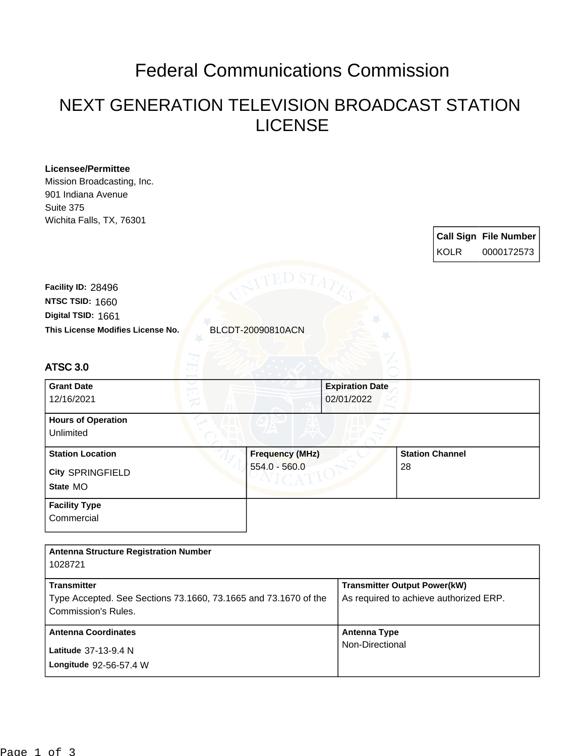# Federal Communications Commission

## NEXT GENERATION TELEVISION BROADCAST STATION LICENSE

**Licensee/Permittee**
Mission Broadcasting, Inc.
901 Indiana Avenue
Suite 375
Wichita Falls, TX, 76301

| Call Sign | File Number |
| --- | --- |
| KOLR | 0000172573 |

**Facility ID:** 28496
**NTSC TSID:** 1660
**Digital TSID:** 1661
**This License Modifies License No.** BLCDT-20090810ACN

### ATSC 3.0

| **Grant Date** | **Expiration Date** |
| --- | --- |
| 12/16/2021 | 02/01/2022 |

**Hours of Operation**
Unlimited

| **Station Location** | **Frequency (MHz)** | **Station Channel** |
| --- | --- | --- |
| **City** SPRINGFIELD<br>**State** MO | 554.0 - 560.0 | 28 |

**Facility Type**
Commercial

**Antenna Structure Registration Number**
1028721

| **Transmitter** | **Transmitter Output Power(kW)** |
| --- | --- |
| Type Accepted. See Sections 73.1660, 73.1665 and 73.1670 of the Commission's Rules. | As required to achieve authorized ERP. |

| **Antenna Coordinates** | **Antenna Type** |
| --- | --- |
| **Latitude** 37-13-9.4 N<br>**Longitude** 92-56-57.4 W | Non-Directional |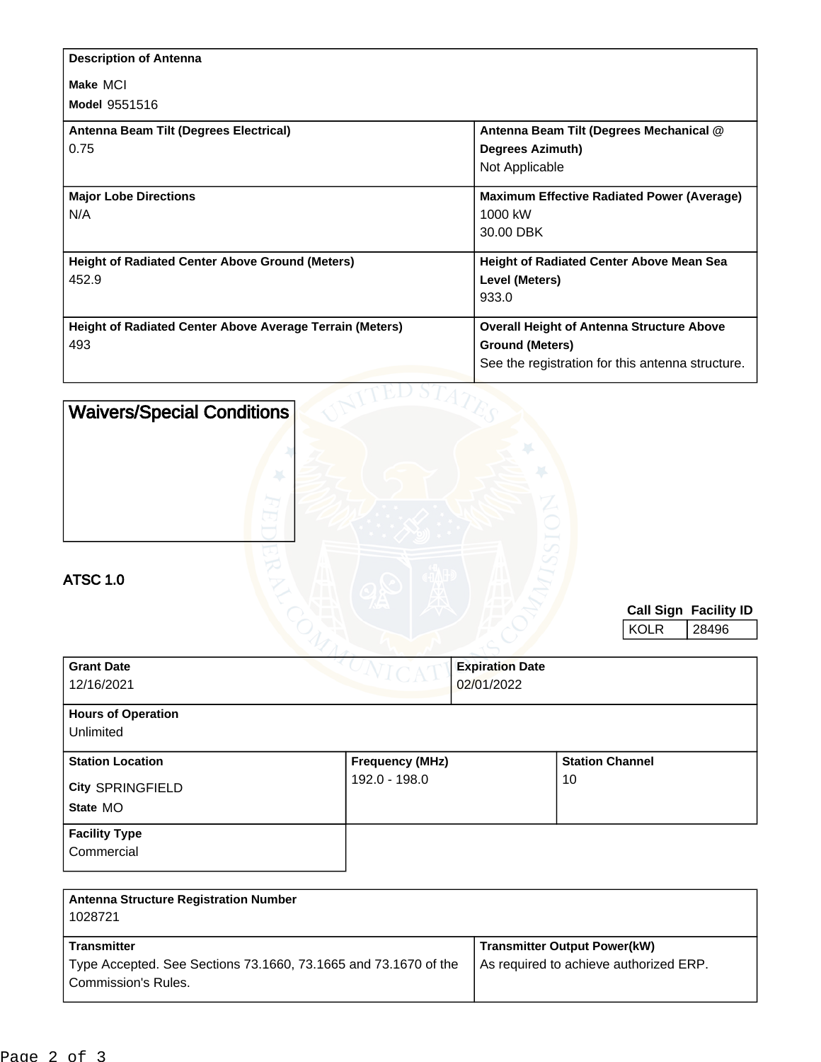| Description of Antenna | |
|---|---|
| **Make** MCI<br>**Model** 9551516 | |
| **Antenna Beam Tilt (Degrees Electrical)**<br>0.75 | **Antenna Beam Tilt (Degrees Mechanical @ Degrees Azimuth)**<br>Not Applicable |
| **Major Lobe Directions**<br>N/A | **Maximum Effective Radiated Power (Average)**<br>1000 kW<br>30.00 DBK |
| **Height of Radiated Center Above Ground (Meters)**<br>452.9 | **Height of Radiated Center Above Mean Sea Level (Meters)**<br>933.0 |
| **Height of Radiated Center Above Average Terrain (Meters)**<br>493 | **Overall Height of Antenna Structure Above Ground (Meters)**<br>See the registration for this antenna structure. |

## Waivers/Special Conditions

## ATSC 1.0

| Call Sign | Facility ID |
|---|---|
| KOLR | 28496 |

| Grant Date | Expiration Date |
|---|---|
| 12/16/2021 | 02/01/2022 |

**Hours of Operation**
Unlimited

| Station Location | Frequency (MHz) | Station Channel |
|---|---|---|
| **City** SPRINGFIELD<br>**State** MO | 192.0 - 198.0 | 10 |

**Facility Type**
Commercial

**Antenna Structure Registration Number**
1028721

| Transmitter | Transmitter Output Power(kW) |
|---|---|
| Type Accepted. See Sections 73.1660, 73.1665 and 73.1670 of the Commission's Rules. | As required to achieve authorized ERP. |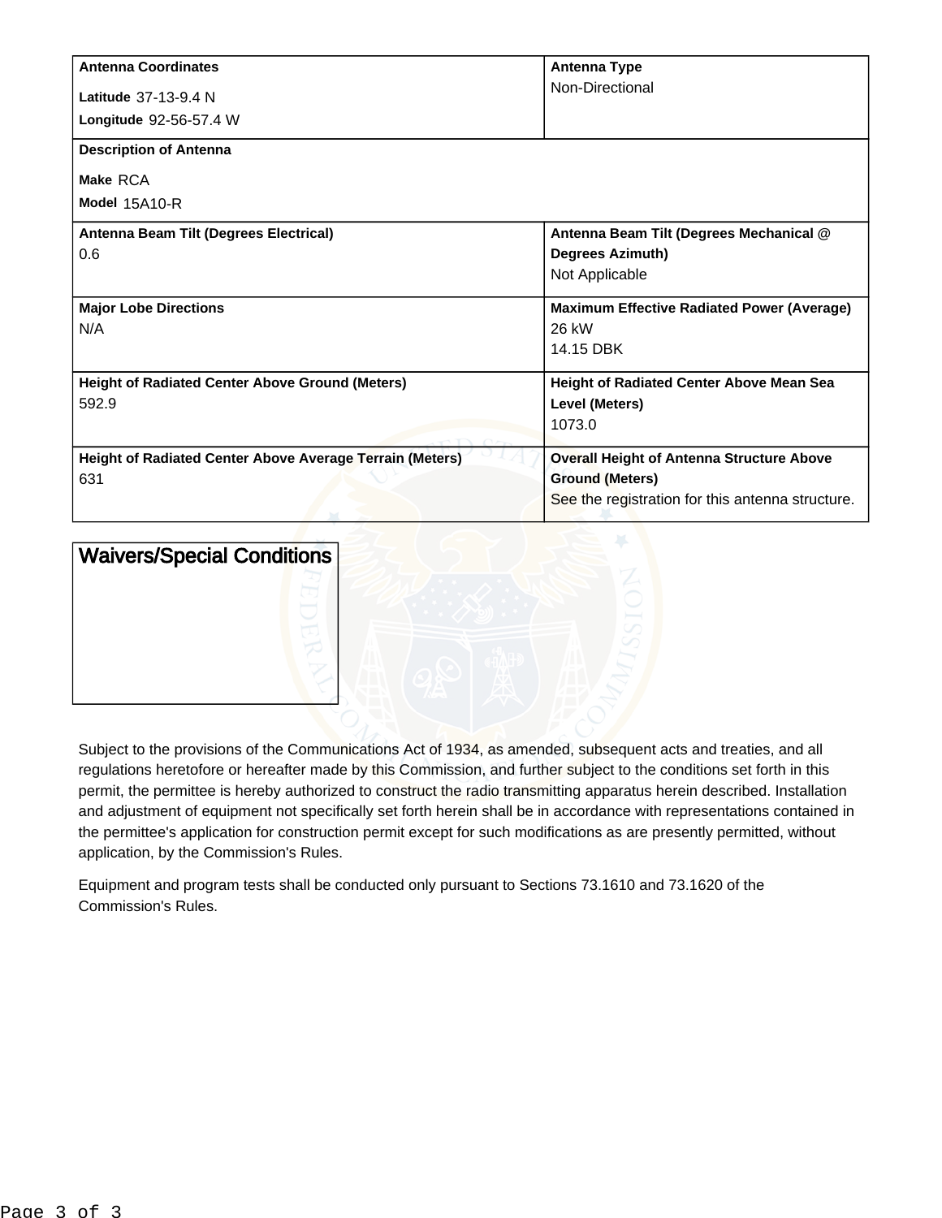| | |
|---|---|
| **Antenna Coordinates**<br>**Latitude** 37-13-9.4 N<br>**Longitude** 92-56-57.4 W | **Antenna Type**<br>Non-Directional |
| **Description of Antenna**<br>**Make** RCA<br>**Model** 15A10-R | |
| **Antenna Beam Tilt (Degrees Electrical)**<br>0.6 | **Antenna Beam Tilt (Degrees Mechanical @ Degrees Azimuth)**<br>Not Applicable |
| **Major Lobe Directions**<br>N/A | **Maximum Effective Radiated Power (Average)**<br>26 kW<br>14.15 DBK |
| **Height of Radiated Center Above Ground (Meters)**<br>592.9 | **Height of Radiated Center Above Mean Sea Level (Meters)**<br>1073.0 |
| **Height of Radiated Center Above Average Terrain (Meters)**<br>631 | **Overall Height of Antenna Structure Above Ground (Meters)**<br>See the registration for this antenna structure. |

## Waivers/Special Conditions

Subject to the provisions of the Communications Act of 1934, as amended, subsequent acts and treaties, and all regulations heretofore or hereafter made by this Commission, and further subject to the conditions set forth in this permit, the permittee is hereby authorized to construct the radio transmitting apparatus herein described. Installation and adjustment of equipment not specifically set forth herein shall be in accordance with representations contained in the permittee's application for construction permit except for such modifications as are presently permitted, without application, by the Commission's Rules.

Equipment and program tests shall be conducted only pursuant to Sections 73.1610 and 73.1620 of the Commission's Rules.